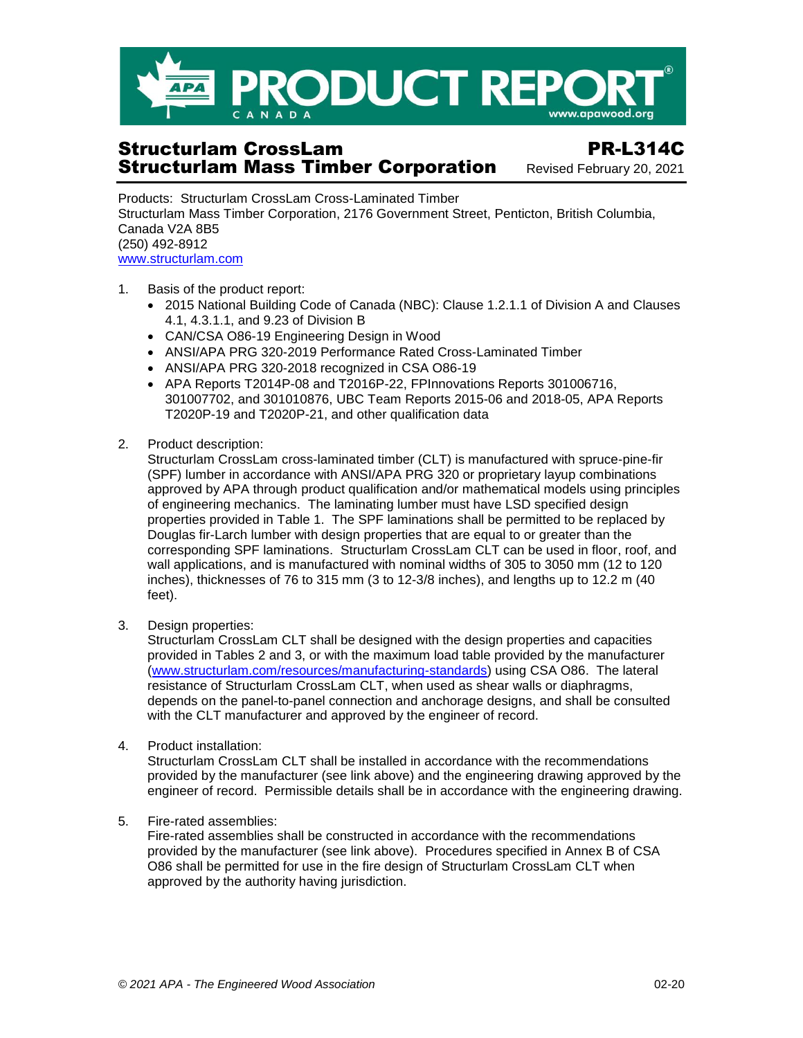# PRODUCT REPORT

## Structurlam CrossLam
## Structurlam Mass Timber Corporation

**PR-L314C**
Revised February 20, 2021

Products: Structurlam CrossLam Cross-Laminated Timber
Structurlam Mass Timber Corporation, 2176 Government Street, Penticton, British Columbia, Canada V2A 8B5
(250) 492-8912
www.structurlam.com

1. Basis of the product report:
   - 2015 National Building Code of Canada (NBC): Clause 1.2.1.1 of Division A and Clauses 4.1, 4.3.1.1, and 9.23 of Division B
   - CAN/CSA O86-19 Engineering Design in Wood
   - ANSI/APA PRG 320-2019 Performance Rated Cross-Laminated Timber
   - ANSI/APA PRG 320-2018 recognized in CSA O86-19
   - APA Reports T2014P-08 and T2016P-22, FPInnovations Reports 301006716, 301007702, and 301010876, UBC Team Reports 2015-06 and 2018-05, APA Reports T2020P-19 and T2020P-21, and other qualification data

2. Product description:
   Structurlam CrossLam cross-laminated timber (CLT) is manufactured with spruce-pine-fir (SPF) lumber in accordance with ANSI/APA PRG 320 or proprietary layup combinations approved by APA through product qualification and/or mathematical models using principles of engineering mechanics. The laminating lumber must have LSD specified design properties provided in Table 1. The SPF laminations shall be permitted to be replaced by Douglas fir-Larch lumber with design properties that are equal to or greater than the corresponding SPF laminations. Structurlam CrossLam CLT can be used in floor, roof, and wall applications, and is manufactured with nominal widths of 305 to 3050 mm (12 to 120 inches), thicknesses of 76 to 315 mm (3 to 12-3/8 inches), and lengths up to 12.2 m (40 feet).

3. Design properties:
   Structurlam CrossLam CLT shall be designed with the design properties and capacities provided in Tables 2 and 3, or with the maximum load table provided by the manufacturer (www.structurlam.com/resources/manufacturing-standards) using CSA O86. The lateral resistance of Structurlam CrossLam CLT, when used as shear walls or diaphragms, depends on the panel-to-panel connection and anchorage designs, and shall be consulted with the CLT manufacturer and approved by the engineer of record.

4. Product installation:
   Structurlam CrossLam CLT shall be installed in accordance with the recommendations provided by the manufacturer (see link above) and the engineering drawing approved by the engineer of record. Permissible details shall be in accordance with the engineering drawing.

5. Fire-rated assemblies:
   Fire-rated assemblies shall be constructed in accordance with the recommendations provided by the manufacturer (see link above). Procedures specified in Annex B of CSA O86 shall be permitted for use in the fire design of Structurlam CrossLam CLT when approved by the authority having jurisdiction.

*© 2021 APA - The Engineered Wood Association*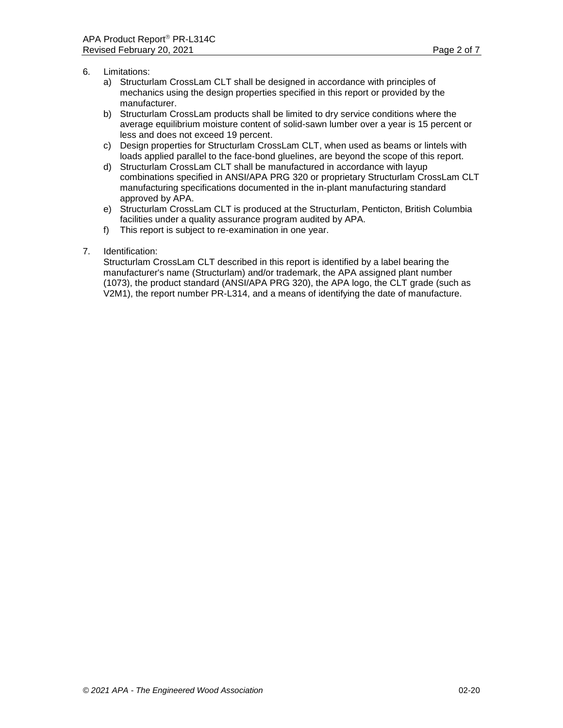6. Limitations:
   a) Structurlam CrossLam CLT shall be designed in accordance with principles of mechanics using the design properties specified in this report or provided by the manufacturer.
   b) Structurlam CrossLam products shall be limited to dry service conditions where the average equilibrium moisture content of solid-sawn lumber over a year is 15 percent or less and does not exceed 19 percent.
   c) Design properties for Structurlam CrossLam CLT, when used as beams or lintels with loads applied parallel to the face-bond gluelines, are beyond the scope of this report.
   d) Structurlam CrossLam CLT shall be manufactured in accordance with layup combinations specified in ANSI/APA PRG 320 or proprietary Structurlam CrossLam CLT manufacturing specifications documented in the in-plant manufacturing standard approved by APA.
   e) Structurlam CrossLam CLT is produced at the Structurlam, Penticton, British Columbia facilities under a quality assurance program audited by APA.
   f) This report is subject to re-examination in one year.

7. Identification:
   Structurlam CrossLam CLT described in this report is identified by a label bearing the manufacturer's name (Structurlam) and/or trademark, the APA assigned plant number (1073), the product standard (ANSI/APA PRG 320), the APA logo, the CLT grade (such as V2M1), the report number PR-L314, and a means of identifying the date of manufacture.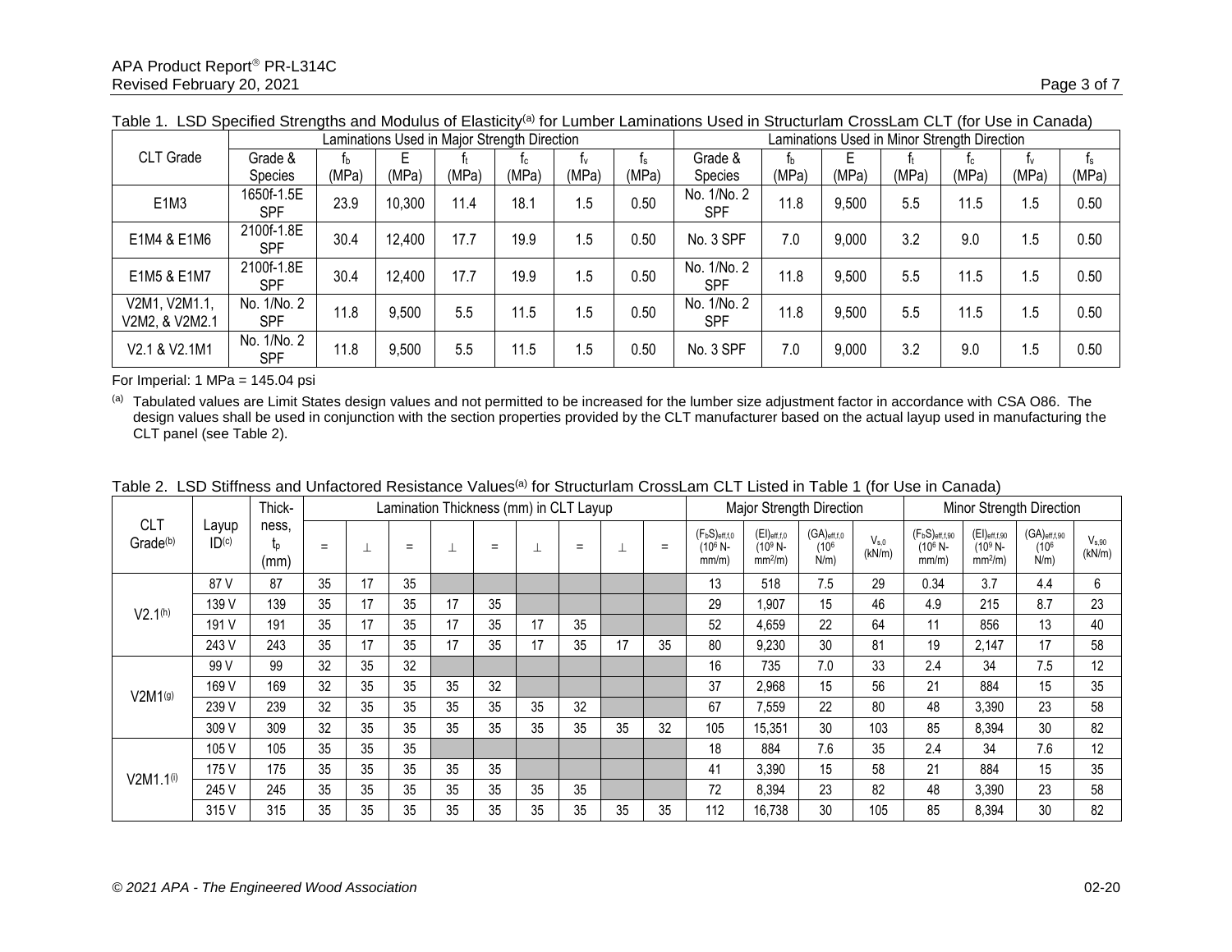Table 1. LSD Specified Strengths and Modulus of Elasticity[(a)] for Lumber Laminations Used in Structurlam CrossLam CLT (for Use in Canada)

| CLT Grade | Laminations Used in Major Strength Direction | | | | | | | Laminations Used in Minor Strength Direction | | | | | | |
|---|---|---|---|---|---|---|---|---|---|---|---|---|---|---|
| | Grade & Species | $f_b$ (MPa) | E (MPa) | $f_t$ (MPa) | $f_c$ (MPa) | $f_v$ (MPa) | $f_s$ (MPa) | Grade & Species | $f_b$ (MPa) | E (MPa) | $f_t$ (MPa) | $f_c$ (MPa) | $f_v$ (MPa) | $f_s$ (MPa) |
| E1M3 | 1650f-1.5E SPF | 23.9 | 10,300 | 11.4 | 18.1 | 1.5 | 0.50 | No. 1/No. 2 SPF | 11.8 | 9,500 | 5.5 | 11.5 | 1.5 | 0.50 |
| E1M4 & E1M6 | 2100f-1.8E SPF | 30.4 | 12,400 | 17.7 | 19.9 | 1.5 | 0.50 | No. 3 SPF | 7.0 | 9,000 | 3.2 | 9.0 | 1.5 | 0.50 |
| E1M5 & E1M7 | 2100f-1.8E SPF | 30.4 | 12,400 | 17.7 | 19.9 | 1.5 | 0.50 | No. 1/No. 2 SPF | 11.8 | 9,500 | 5.5 | 11.5 | 1.5 | 0.50 |
| V2M1, V2M1.1, V2M2, & V2M2.1 | No. 1/No. 2 SPF | 11.8 | 9,500 | 5.5 | 11.5 | 1.5 | 0.50 | No. 1/No. 2 SPF | 11.8 | 9,500 | 5.5 | 11.5 | 1.5 | 0.50 |
| V2.1 & V2.1M1 | No. 1/No. 2 SPF | 11.8 | 9,500 | 5.5 | 11.5 | 1.5 | 0.50 | No. 3 SPF | 7.0 | 9,000 | 3.2 | 9.0 | 1.5 | 0.50 |

For Imperial: 1 MPa = 145.04 psi

[(a)] Tabulated values are Limit States design values and not permitted to be increased for the lumber size adjustment factor in accordance with CSA O86. The design values shall be used in conjunction with the section properties provided by the CLT manufacturer based on the actual layup used in manufacturing the CLT panel (see Table 2).

Table 2. LSD Stiffness and Unfactored Resistance Values[(a)] for Structurlam CrossLam CLT Listed in Table 1 (for Use in Canada)

| CLT Grade[(b)] | Layup ID[(c)] | Thickness, $t_p$ (mm) | Lamination Thickness (mm) in CLT Layup | | | | | | | | | Major Strength Direction | | | | Minor Strength Direction | | | |
|---|---|---|---|---|---|---|---|---|---|---|---|---|---|---|---|---|---|---|---|
| | | | = | ⊥ | = | ⊥ | = | ⊥ | = | ⊥ | = | $(F_bS)_{eff,f,0}$ ($10^6$ N-mm/m) | $(EI)_{eff,f,0}$ ($10^9$ N-mm²/m) | $(GA)_{eff,f,0}$ ($10^6$ N/m) | $V_{s,0}$ (kN/m) | $(F_bS)_{eff,f,90}$ ($10^6$ N-mm/m) | $(EI)_{eff,f,90}$ ($10^9$ N-mm²/m) | $(GA)_{eff,f,90}$ ($10^6$ N/m) | $V_{s,90}$ (kN/m) |
| V2.1[(h)] | 87 V | 87 | 35 | 17 | 35 | | | | | | | 13 | 518 | 7.5 | 29 | 0.34 | 3.7 | 4.4 | 6 |
| | 139 V | 139 | 35 | 17 | 35 | 17 | 35 | | | | | 29 | 1,907 | 15 | 46 | 4.9 | 215 | 8.7 | 23 |
| | 191 V | 191 | 35 | 17 | 35 | 17 | 35 | 17 | 35 | | | 52 | 4,659 | 22 | 64 | 11 | 856 | 13 | 40 |
| | 243 V | 243 | 35 | 17 | 35 | 17 | 35 | 17 | 35 | 17 | 35 | 80 | 9,230 | 30 | 81 | 19 | 2,147 | 17 | 58 |
| V2M1[(g)] | 99 V | 99 | 32 | 35 | 32 | | | | | | | 16 | 735 | 7.0 | 33 | 2.4 | 34 | 7.5 | 12 |
| | 169 V | 169 | 32 | 35 | 35 | 35 | 32 | | | | | 37 | 2,968 | 15 | 56 | 21 | 884 | 15 | 35 |
| | 239 V | 239 | 32 | 35 | 35 | 35 | 35 | 35 | 32 | | | 67 | 7,559 | 22 | 80 | 48 | 3,390 | 23 | 58 |
| | 309 V | 309 | 32 | 35 | 35 | 35 | 35 | 35 | 35 | 35 | 32 | 105 | 15,351 | 30 | 103 | 85 | 8,394 | 30 | 82 |
| V2M1.1[(i)] | 105 V | 105 | 35 | 35 | 35 | | | | | | | 18 | 884 | 7.6 | 35 | 2.4 | 34 | 7.6 | 12 |
| | 175 V | 175 | 35 | 35 | 35 | 35 | 35 | | | | | 41 | 3,390 | 15 | 58 | 21 | 884 | 15 | 35 |
| | 245 V | 245 | 35 | 35 | 35 | 35 | 35 | 35 | 35 | | | 72 | 8,394 | 23 | 82 | 48 | 3,390 | 23 | 58 |
| | 315 V | 315 | 35 | 35 | 35 | 35 | 35 | 35 | 35 | 35 | 35 | 112 | 16,738 | 30 | 105 | 85 | 8,394 | 30 | 82 |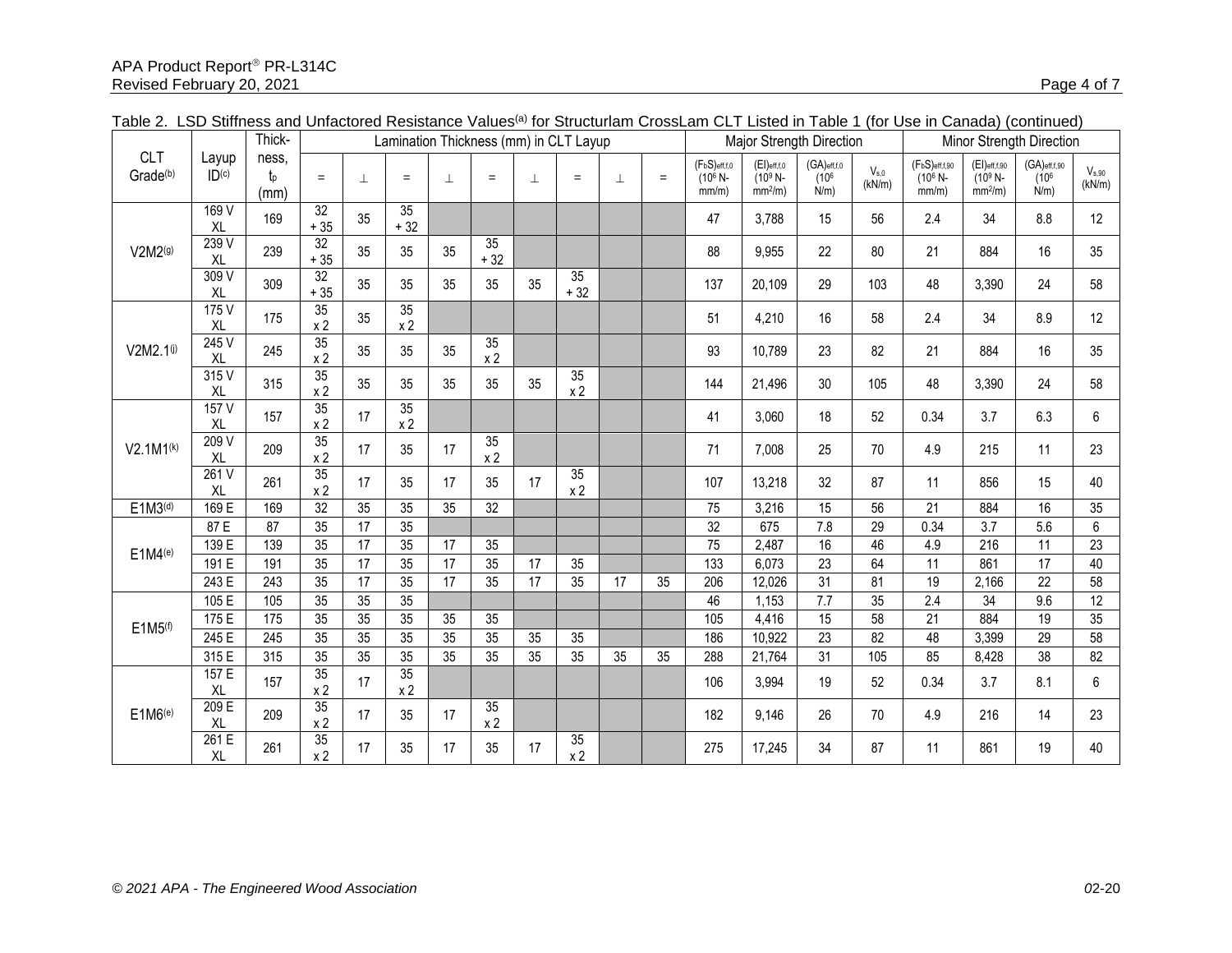Table 2. LSD Stiffness and Unfactored Resistance Values[a] for Structurlam CrossLam CLT Listed in Table 1 (for Use in Canada) (continued)

| CLT Grade[b] | Layup ID[c] | Thickness, $t_p$ (mm) | Lamination Thickness (mm) in CLT Layup | | | | | | | | | Major Strength Direction | | | | Minor Strength Direction | | | |
|---|---|---|---|---|---|---|---|---|---|---|---|---|---|---|---|---|---|---|---|
| | | | = | ⊥ | = | ⊥ | = | ⊥ | = | ⊥ | = | $(F_bS)_{eff,f,0}$ ($10^6$ N-mm/m) | $(EI)_{eff,f,0}$ ($10^9$ N-mm²/m) | $(GA)_{eff,f,0}$ ($10^6$ N/m) | $V_{s,0}$ (kN/m) | $(F_bS)_{eff,f,90}$ ($10^6$ N-mm/m) | $(EI)_{eff,f,90}$ ($10^9$ N-mm²/m) | $(GA)_{eff,f,90}$ ($10^6$ N/m) | $V_{s,90}$ (kN/m) |
| V2M2[g] | 169 V XL | 169 | 32 + 35 | 35 | 35 + 32 | | | | | | | 47 | 3,788 | 15 | 56 | 2.4 | 34 | 8.8 | 12 |
| | 239 V XL | 239 | 32 + 35 | 35 | 35 | 35 | 35 + 32 | | | | | 88 | 9,955 | 22 | 80 | 21 | 884 | 16 | 35 |
| | 309 V XL | 309 | 32 + 35 | 35 | 35 | 35 | 35 | 35 | 35 + 32 | | | 137 | 20,109 | 29 | 103 | 48 | 3,390 | 24 | 58 |
| V2M2.1[j] | 175 V XL | 175 | 35 x 2 | 35 | 35 x 2 | | | | | | | 51 | 4,210 | 16 | 58 | 2.4 | 34 | 8.9 | 12 |
| | 245 V XL | 245 | 35 x 2 | 35 | 35 | 35 | 35 x 2 | | | | | 93 | 10,789 | 23 | 82 | 21 | 884 | 16 | 35 |
| | 315 V XL | 315 | 35 x 2 | 35 | 35 | 35 | 35 | 35 | 35 x 2 | | | 144 | 21,496 | 30 | 105 | 48 | 3,390 | 24 | 58 |
| V2.1M1[k] | 157 V XL | 157 | 35 x 2 | 17 | 35 x 2 | | | | | | | 41 | 3,060 | 18 | 52 | 0.34 | 3.7 | 6.3 | 6 |
| | 209 V XL | 209 | 35 x 2 | 17 | 35 | 17 | 35 x 2 | | | | | 71 | 7,008 | 25 | 70 | 4.9 | 215 | 11 | 23 |
| | 261 V XL | 261 | 35 x 2 | 17 | 35 | 17 | 35 | 17 | 35 x 2 | | | 107 | 13,218 | 32 | 87 | 11 | 856 | 15 | 40 |
| E1M3[d] | 169 E | 169 | 32 | 35 | 35 | 35 | 32 | | | | | 75 | 3,216 | 15 | 56 | 21 | 884 | 16 | 35 |
| E1M4[e] | 87 E | 87 | 35 | 17 | 35 | | | | | | | 32 | 675 | 7.8 | 29 | 0.34 | 3.7 | 5.6 | 6 |
| | 139 E | 139 | 35 | 17 | 35 | 17 | 35 | | | | | 75 | 2,487 | 16 | 46 | 4.9 | 216 | 11 | 23 |
| | 191 E | 191 | 35 | 17 | 35 | 17 | 35 | 17 | 35 | | | 133 | 6,073 | 23 | 64 | 11 | 861 | 17 | 40 |
| | 243 E | 243 | 35 | 17 | 35 | 17 | 35 | 17 | 35 | 17 | 35 | 206 | 12,026 | 31 | 81 | 19 | 2,166 | 22 | 58 |
| E1M5[f] | 105 E | 105 | 35 | 35 | 35 | | | | | | | 46 | 1,153 | 7.7 | 35 | 2.4 | 34 | 9.6 | 12 |
| | 175 E | 175 | 35 | 35 | 35 | 35 | 35 | | | | | 105 | 4,416 | 15 | 58 | 21 | 884 | 19 | 35 |
| | 245 E | 245 | 35 | 35 | 35 | 35 | 35 | 35 | 35 | | | 186 | 10,922 | 23 | 82 | 48 | 3,399 | 29 | 58 |
| | 315 E | 315 | 35 | 35 | 35 | 35 | 35 | 35 | 35 | 35 | 35 | 288 | 21,764 | 31 | 105 | 85 | 8,428 | 38 | 82 |
| E1M6[e] | 157 E XL | 157 | 35 x 2 | 17 | 35 x 2 | | | | | | | 106 | 3,994 | 19 | 52 | 0.34 | 3.7 | 8.1 | 6 |
| | 209 E XL | 209 | 35 x 2 | 17 | 35 | 17 | 35 x 2 | | | | | 182 | 9,146 | 26 | 70 | 4.9 | 216 | 14 | 23 |
| | 261 E XL | 261 | 35 x 2 | 17 | 35 | 17 | 35 | 17 | 35 x 2 | | | 275 | 17,245 | 34 | 87 | 11 | 861 | 19 | 40 |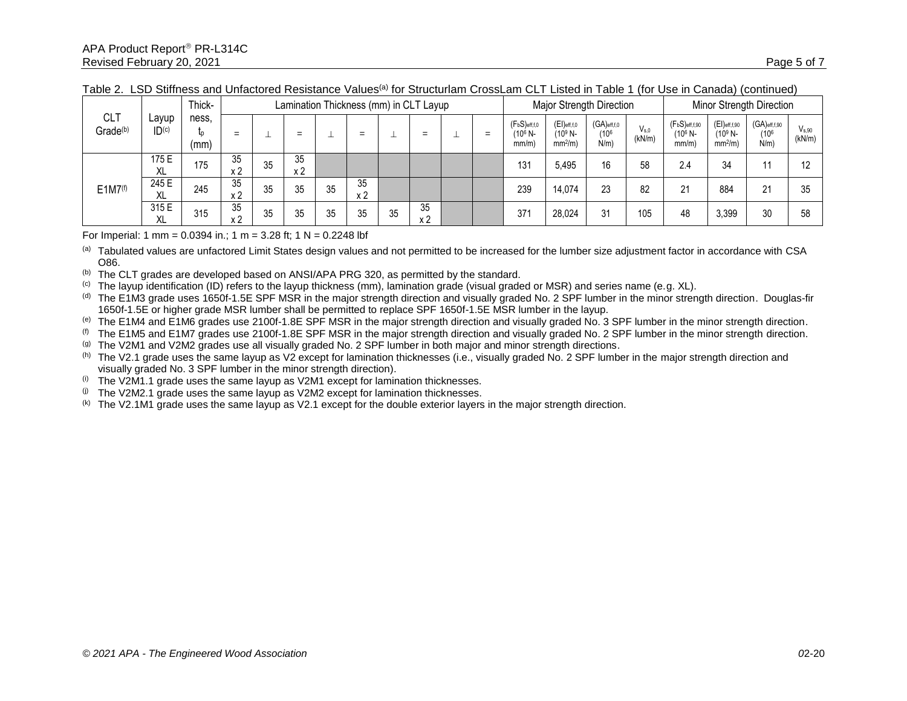Table 2. LSD Stiffness and Unfactored Resistance Values[(a)] for Structurlam CrossLam CLT Listed in Table 1 (for Use in Canada) (continued)

| CLT Grade[(b)] | Layup ID[(c)] | Thickness, $t_p$ (mm) | Lamination Thickness (mm) in CLT Layup | | | | | | | | | Major Strength Direction | | | | Minor Strength Direction | | | |
|---|---|---|---|---|---|---|---|---|---|---|---|---|---|---|---|---|---|---|---|
| | | | = | ⊥ | = | ⊥ | = | ⊥ | = | ⊥ | = | $(F_bS)_{eff,f,0}$ ($10^6$ N-mm/m) | $(EI)_{eff,f,0}$ ($10^9$ N-mm$^2$/m) | $(GA)_{eff,f,0}$ ($10^6$ N/m) | $V_{s,0}$ (kN/m) | $(F_bS)_{eff,f,90}$ ($10^6$ N-mm/m) | $(EI)_{eff,f,90}$ ($10^9$ N-mm$^2$/m) | $(GA)_{eff,f,90}$ ($10^6$ N/m) | $V_{s,90}$ (kN/m) |
| E1M7[(f)] | 175 E XL | 175 | 35 x 2 | 35 | 35 x 2 | | | | | | | 131 | 5,495 | 16 | 58 | 2.4 | 34 | 11 | 12 |
| | 245 E XL | 245 | 35 x 2 | 35 | 35 | 35 | 35 x 2 | | | | | 239 | 14,074 | 23 | 82 | 21 | 884 | 21 | 35 |
| | 315 E XL | 315 | 35 x 2 | 35 | 35 | 35 | 35 | 35 | 35 x 2 | | | 371 | 28,024 | 31 | 105 | 48 | 3,399 | 30 | 58 |

For Imperial: 1 mm = 0.0394 in.; 1 m = 3.28 ft; 1 N = 0.2248 lbf

(a) Tabulated values are unfactored Limit States design values and not permitted to be increased for the lumber size adjustment factor in accordance with CSA O86.

(b) The CLT grades are developed based on ANSI/APA PRG 320, as permitted by the standard.

(c) The layup identification (ID) refers to the layup thickness (mm), lamination grade (visual graded or MSR) and series name (e.g. XL).

(d) The E1M3 grade uses 1650f-1.5E SPF MSR in the major strength direction and visually graded No. 2 SPF lumber in the minor strength direction. Douglas-fir 1650f-1.5E or higher grade MSR lumber shall be permitted to replace SPF 1650f-1.5E MSR lumber in the layup.

(e) The E1M4 and E1M6 grades use 2100f-1.8E SPF MSR in the major strength direction and visually graded No. 3 SPF lumber in the minor strength direction.

(f) The E1M5 and E1M7 grades use 2100f-1.8E SPF MSR in the major strength direction and visually graded No. 2 SPF lumber in the minor strength direction.

(g) The V2M1 and V2M2 grades use all visually graded No. 2 SPF lumber in both major and minor strength directions.

(h) The V2.1 grade uses the same layup as V2 except for lamination thicknesses (i.e., visually graded No. 2 SPF lumber in the major strength direction and visually graded No. 3 SPF lumber in the minor strength direction).

(i) The V2M1.1 grade uses the same layup as V2M1 except for lamination thicknesses.

(j) The V2M2.1 grade uses the same layup as V2M2 except for lamination thicknesses.

(k) The V2.1M1 grade uses the same layup as V2.1 except for the double exterior layers in the major strength direction.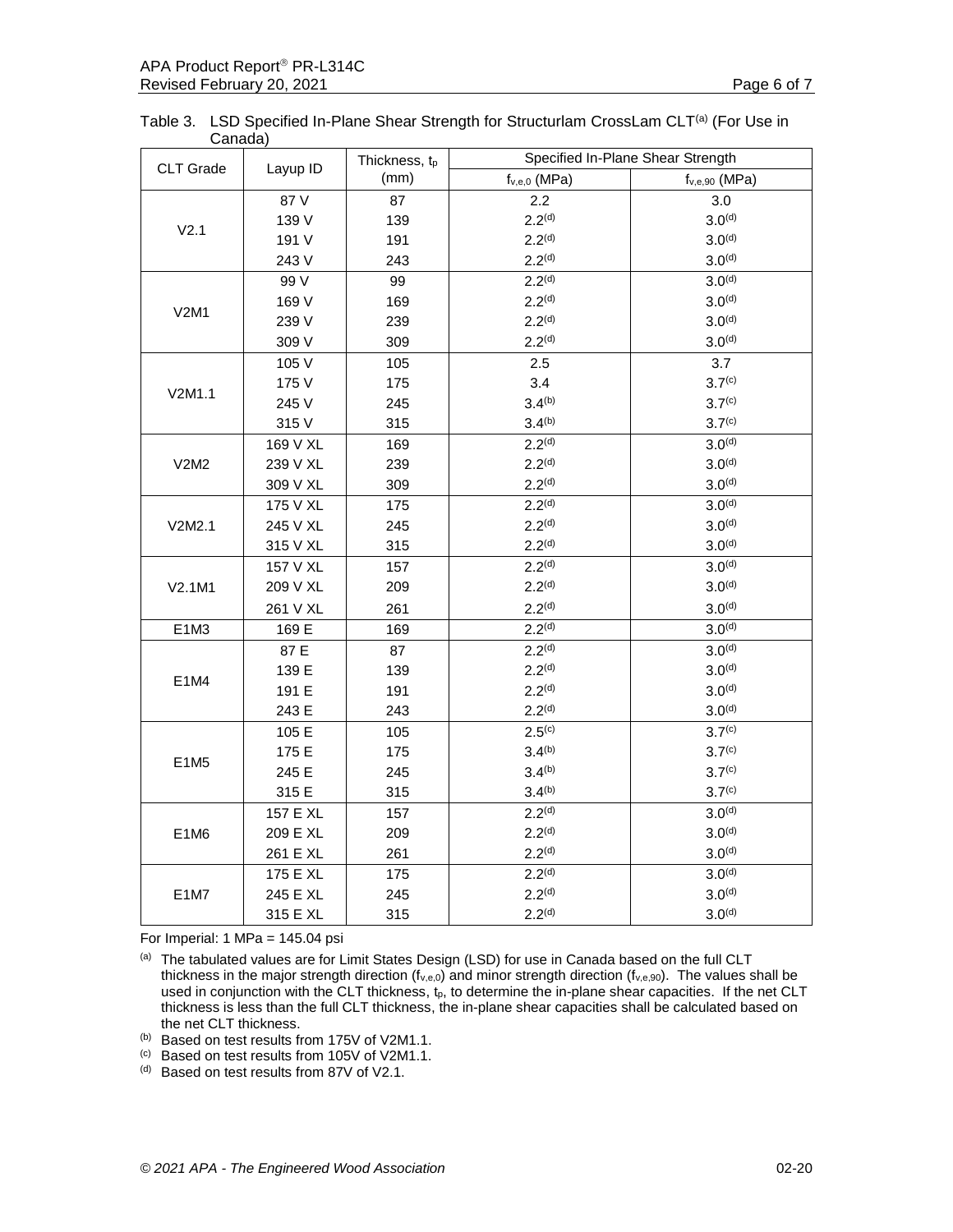Table 3. LSD Specified In-Plane Shear Strength for Structurlam CrossLam CLT[a] (For Use in Canada)

| CLT Grade | Layup ID | Thickness, $t_p$ (mm) | Specified In-Plane Shear Strength | |
|---|---|---|---|---|
| | | | $f_{v,e,0}$ (MPa) | $f_{v,e,90}$ (MPa) |
| V2.1 | 87 V | 87 | 2.2 | 3.0 |
| | 139 V | 139 | 2.2[d] | 3.0[d] |
| | 191 V | 191 | 2.2[d] | 3.0[d] |
| | 243 V | 243 | 2.2[d] | 3.0[d] |
| V2M1 | 99 V | 99 | 2.2[d] | 3.0[d] |
| | 169 V | 169 | 2.2[d] | 3.0[d] |
| | 239 V | 239 | 2.2[d] | 3.0[d] |
| | 309 V | 309 | 2.2[d] | 3.0[d] |
| V2M1.1 | 105 V | 105 | 2.5 | 3.7 |
| | 175 V | 175 | 3.4 | 3.7[c] |
| | 245 V | 245 | 3.4[b] | 3.7[c] |
| | 315 V | 315 | 3.4[b] | 3.7[c] |
| V2M2 | 169 V XL | 169 | 2.2[d] | 3.0[d] |
| | 239 V XL | 239 | 2.2[d] | 3.0[d] |
| | 309 V XL | 309 | 2.2[d] | 3.0[d] |
| V2M2.1 | 175 V XL | 175 | 2.2[d] | 3.0[d] |
| | 245 V XL | 245 | 2.2[d] | 3.0[d] |
| | 315 V XL | 315 | 2.2[d] | 3.0[d] |
| V2.1M1 | 157 V XL | 157 | 2.2[d] | 3.0[d] |
| | 209 V XL | 209 | 2.2[d] | 3.0[d] |
| | 261 V XL | 261 | 2.2[d] | 3.0[d] |
| E1M3 | 169 E | 169 | 2.2[d] | 3.0[d] |
| E1M4 | 87 E | 87 | 2.2[d] | 3.0[d] |
| | 139 E | 139 | 2.2[d] | 3.0[d] |
| | 191 E | 191 | 2.2[d] | 3.0[d] |
| | 243 E | 243 | 2.2[d] | 3.0[d] |
| E1M5 | 105 E | 105 | 2.5[c] | 3.7[c] |
| | 175 E | 175 | 3.4[b] | 3.7[c] |
| | 245 E | 245 | 3.4[b] | 3.7[c] |
| | 315 E | 315 | 3.4[b] | 3.7[c] |
| E1M6 | 157 E XL | 157 | 2.2[d] | 3.0[d] |
| | 209 E XL | 209 | 2.2[d] | 3.0[d] |
| | 261 E XL | 261 | 2.2[d] | 3.0[d] |
| E1M7 | 175 E XL | 175 | 2.2[d] | 3.0[d] |
| | 245 E XL | 245 | 2.2[d] | 3.0[d] |
| | 315 E XL | 315 | 2.2[d] | 3.0[d] |

For Imperial: 1 MPa = 145.04 psi

[a] The tabulated values are for Limit States Design (LSD) for use in Canada based on the full CLT thickness in the major strength direction ($f_{v,e,0}$) and minor strength direction ($f_{v,e,90}$). The values shall be used in conjunction with the CLT thickness, $t_p$, to determine the in-plane shear capacities. If the net CLT thickness is less than the full CLT thickness, the in-plane shear capacities shall be calculated based on the net CLT thickness.

[b] Based on test results from 175V of V2M1.1.

[c] Based on test results from 105V of V2M1.1.

[d] Based on test results from 87V of V2.1.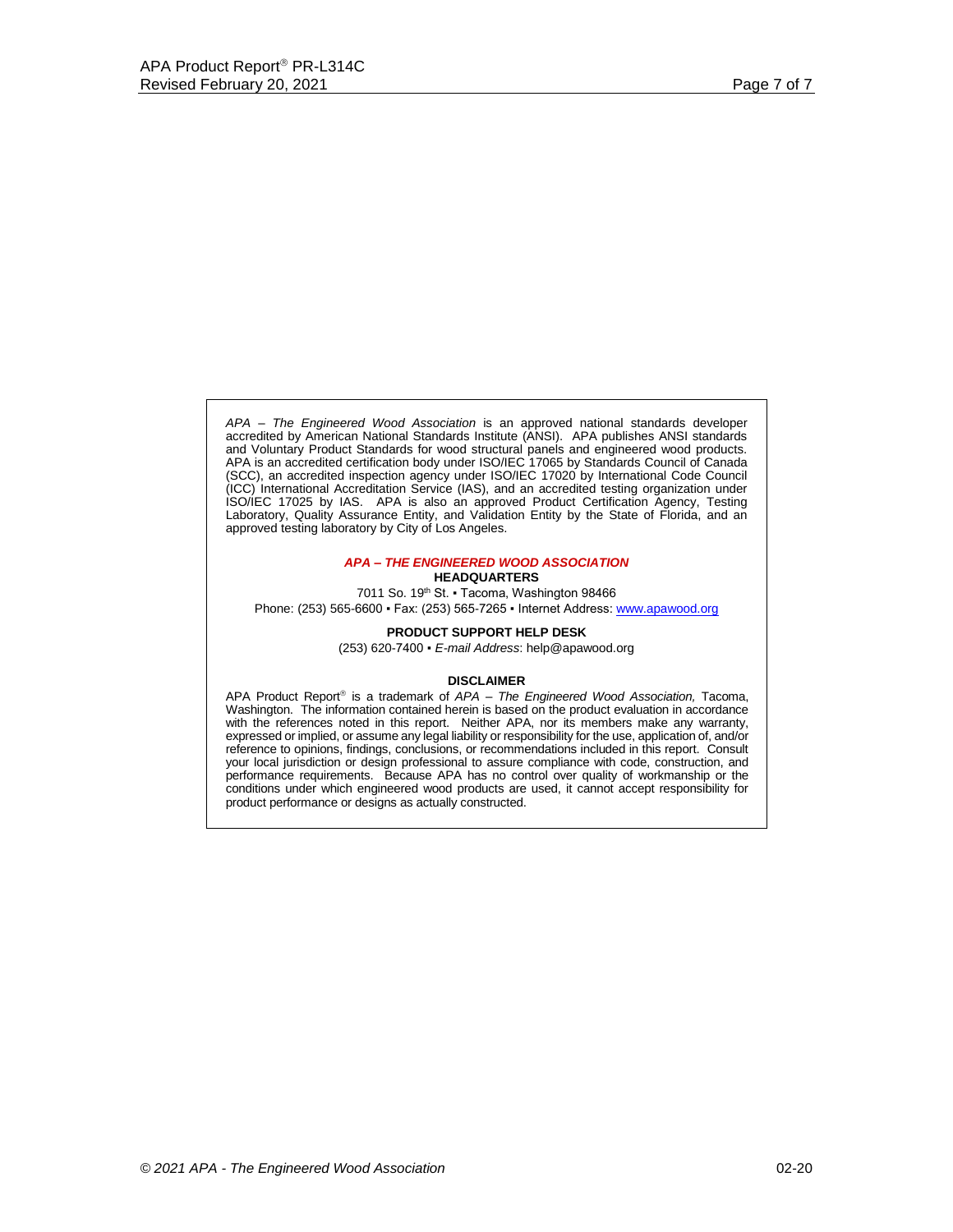*APA – The Engineered Wood Association* is an approved national standards developer accredited by American National Standards Institute (ANSI). APA publishes ANSI standards and Voluntary Product Standards for wood structural panels and engineered wood products. APA is an accredited certification body under ISO/IEC 17065 by Standards Council of Canada (SCC), an accredited inspection agency under ISO/IEC 17020 by International Code Council (ICC) International Accreditation Service (IAS), and an accredited testing organization under ISO/IEC 17025 by IAS. APA is also an approved Product Certification Agency, Testing Laboratory, Quality Assurance Entity, and Validation Entity by the State of Florida, and an approved testing laboratory by City of Los Angeles.

***APA – THE ENGINEERED WOOD ASSOCIATION***

**HEADQUARTERS**

7011 So. 19th St. ▪ Tacoma, Washington 98466

Phone: (253) 565-6600 ▪ Fax: (253) 565-7265 ▪ Internet Address: www.apawood.org

**PRODUCT SUPPORT HELP DESK**

(253) 620-7400 ▪ *E-mail Address*: help@apawood.org

**DISCLAIMER**

APA Product Report® is a trademark of *APA – The Engineered Wood Association,* Tacoma, Washington. The information contained herein is based on the product evaluation in accordance with the references noted in this report. Neither APA, nor its members make any warranty, expressed or implied, or assume any legal liability or responsibility for the use, application of, and/or reference to opinions, findings, conclusions, or recommendations included in this report. Consult your local jurisdiction or design professional to assure compliance with code, construction, and performance requirements. Because APA has no control over quality of workmanship or the conditions under which engineered wood products are used, it cannot accept responsibility for product performance or designs as actually constructed.